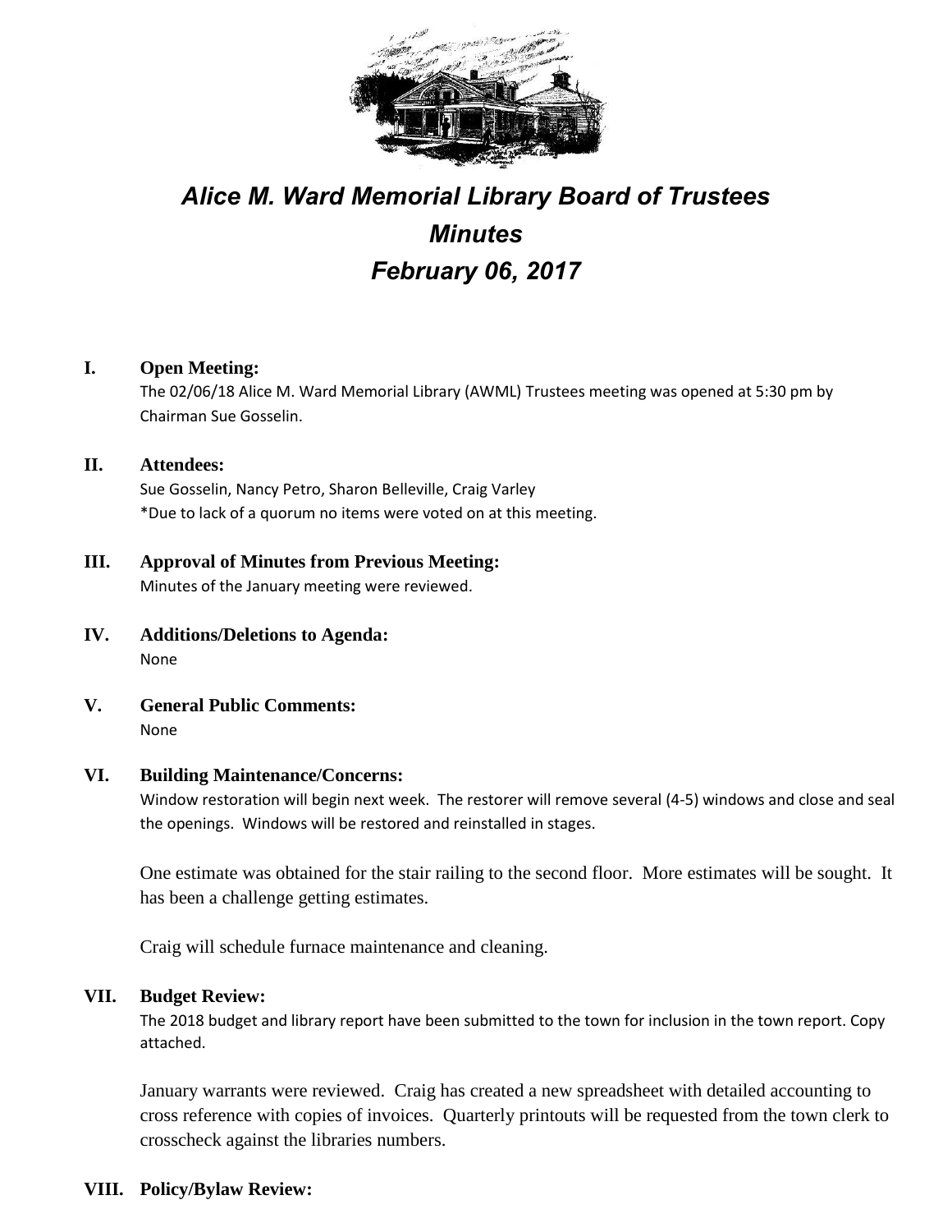# *Alice M. Ward Memorial Library Board of Trustees*
# *Minutes*
# *February 06, 2017*

## I. Open Meeting:

The 02/06/18 Alice M. Ward Memorial Library (AWML) Trustees meeting was opened at 5:30 pm by Chairman Sue Gosselin.

## II. Attendees:

Sue Gosselin, Nancy Petro, Sharon Belleville, Craig Varley
*Due to lack of a quorum no items were voted on at this meeting.

## III. Approval of Minutes from Previous Meeting:

Minutes of the January meeting were reviewed.

## IV. Additions/Deletions to Agenda:

None

## V. General Public Comments:

None

## VI. Building Maintenance/Concerns:

Window restoration will begin next week. The restorer will remove several (4-5) windows and close and seal the openings. Windows will be restored and reinstalled in stages.

One estimate was obtained for the stair railing to the second floor. More estimates will be sought. It has been a challenge getting estimates.

Craig will schedule furnace maintenance and cleaning.

## VII. Budget Review:

The 2018 budget and library report have been submitted to the town for inclusion in the town report. Copy attached.

January warrants were reviewed. Craig has created a new spreadsheet with detailed accounting to cross reference with copies of invoices. Quarterly printouts will be requested from the town clerk to crosscheck against the libraries numbers.

## VIII. Policy/Bylaw Review: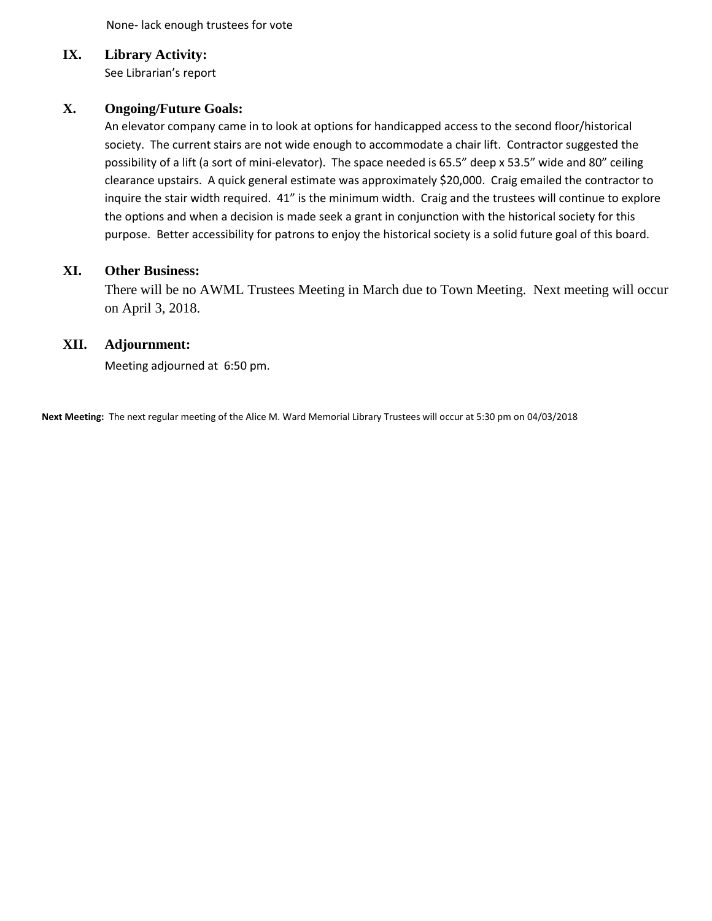None- lack enough trustees for vote

## IX. Library Activity:

See Librarian's report

## X. Ongoing/Future Goals:

An elevator company came in to look at options for handicapped access to the second floor/historical society. The current stairs are not wide enough to accommodate a chair lift. Contractor suggested the possibility of a lift (a sort of mini-elevator). The space needed is 65.5" deep x 53.5" wide and 80" ceiling clearance upstairs. A quick general estimate was approximately $20,000. Craig emailed the contractor to inquire the stair width required. 41" is the minimum width. Craig and the trustees will continue to explore the options and when a decision is made seek a grant in conjunction with the historical society for this purpose. Better accessibility for patrons to enjoy the historical society is a solid future goal of this board.

## XI. Other Business:

There will be no AWML Trustees Meeting in March due to Town Meeting. Next meeting will occur on April 3, 2018.

## XII. Adjournment:

Meeting adjourned at 6:50 pm.

**Next Meeting:** The next regular meeting of the Alice M. Ward Memorial Library Trustees will occur at 5:30 pm on 04/03/2018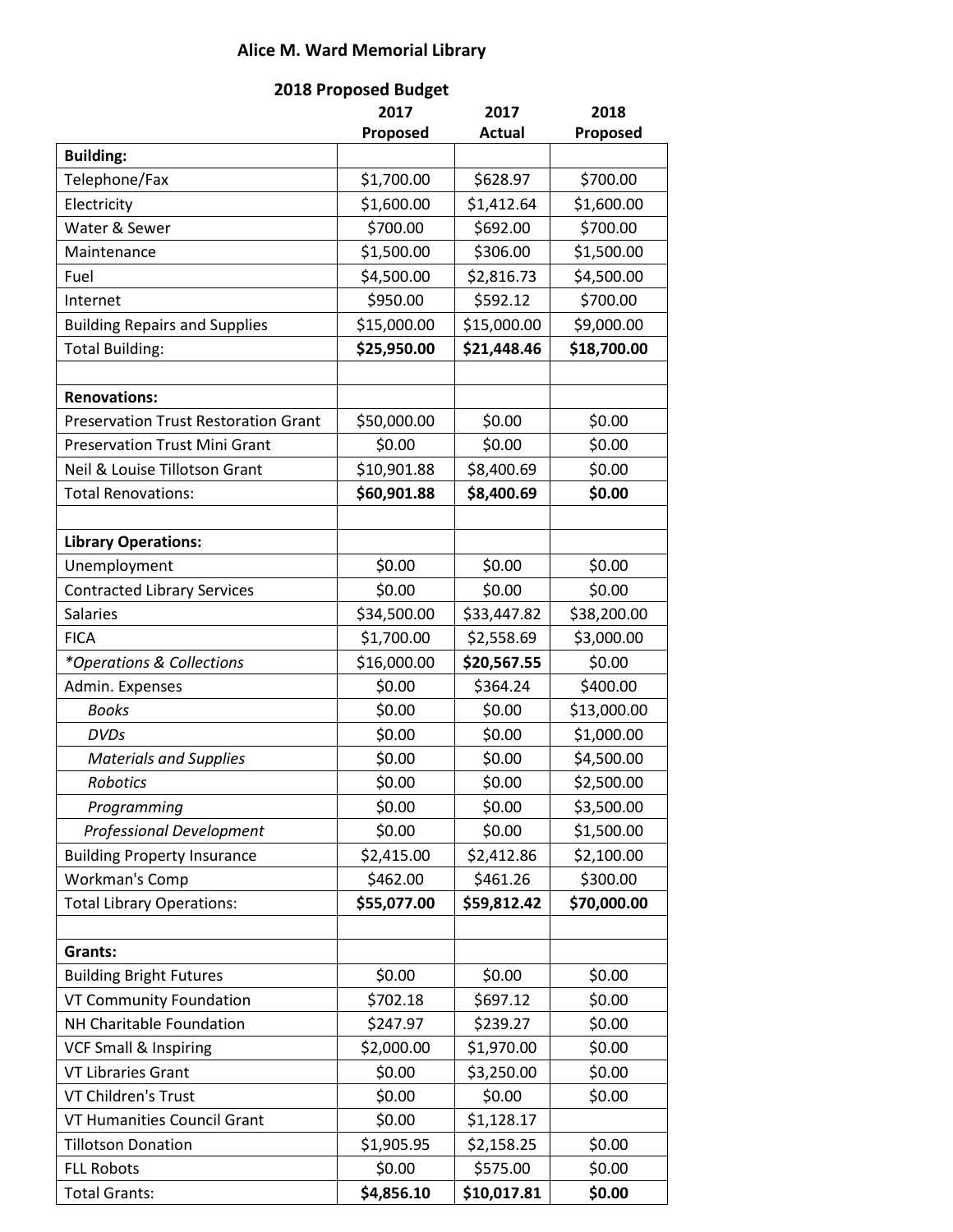# Alice M. Ward Memorial Library

## 2018 Proposed Budget

| | 2017 Proposed | 2017 Actual | 2018 Proposed |
|---|---|---|---|
| **Building:** | | | |
| Telephone/Fax | $1,700.00 | $628.97 | $700.00 |
| Electricity | $1,600.00 | $1,412.64 | $1,600.00 |
| Water & Sewer | $700.00 | $692.00 | $700.00 |
| Maintenance | $1,500.00 | $306.00 | $1,500.00 |
| Fuel | $4,500.00 | $2,816.73 | $4,500.00 |
| Internet | $950.00 | $592.12 | $700.00 |
| Building Repairs and Supplies | $15,000.00 | $15,000.00 | $9,000.00 |
| Total Building: | **$25,950.00** | **$21,448.46** | **$18,700.00** |
| | | | |
| **Renovations:** | | | |
| Preservation Trust Restoration Grant | $50,000.00 | $0.00 | $0.00 |
| Preservation Trust Mini Grant | $0.00 | $0.00 | $0.00 |
| Neil & Louise Tillotson Grant | $10,901.88 | $8,400.69 | $0.00 |
| Total Renovations: | **$60,901.88** | **$8,400.69** | **$0.00** |
| | | | |
| **Library Operations:** | | | |
| Unemployment | $0.00 | $0.00 | $0.00 |
| Contracted Library Services | $0.00 | $0.00 | $0.00 |
| Salaries | $34,500.00 | $33,447.82 | $38,200.00 |
| FICA | $1,700.00 | $2,558.69 | $3,000.00 |
| *\*Operations & Collections* | $16,000.00 | **$20,567.55** | $0.00 |
| Admin. Expenses | $0.00 | $364.24 | $400.00 |
| *Books* | $0.00 | $0.00 | $13,000.00 |
| *DVDs* | $0.00 | $0.00 | $1,000.00 |
| *Materials and Supplies* | $0.00 | $0.00 | $4,500.00 |
| *Robotics* | $0.00 | $0.00 | $2,500.00 |
| *Programming* | $0.00 | $0.00 | $3,500.00 |
| *Professional Development* | $0.00 | $0.00 | $1,500.00 |
| Building Property Insurance | $2,415.00 | $2,412.86 | $2,100.00 |
| Workman's Comp | $462.00 | $461.26 | $300.00 |
| Total Library Operations: | **$55,077.00** | **$59,812.42** | **$70,000.00** |
| | | | |
| **Grants:** | | | |
| Building Bright Futures | $0.00 | $0.00 | $0.00 |
| VT Community Foundation | $702.18 | $697.12 | $0.00 |
| NH Charitable Foundation | $247.97 | $239.27 | $0.00 |
| VCF Small & Inspiring | $2,000.00 | $1,970.00 | $0.00 |
| VT Libraries Grant | $0.00 | $3,250.00 | $0.00 |
| VT Children's Trust | $0.00 | $0.00 | $0.00 |
| VT Humanities Council Grant | $0.00 | $1,128.17 | |
| Tillotson Donation | $1,905.95 | $2,158.25 | $0.00 |
| FLL Robots | $0.00 | $575.00 | $0.00 |
| Total Grants: | **$4,856.10** | **$10,017.81** | **$0.00** |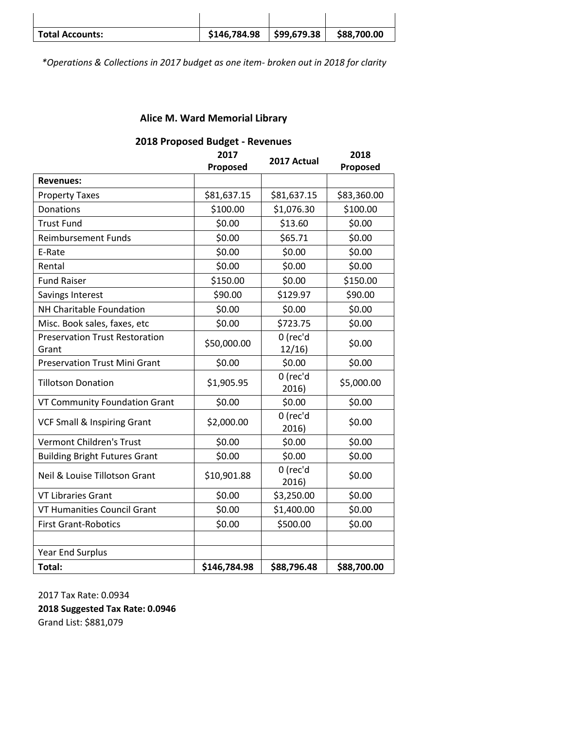| | | | |
|---|---|---|---|
| | | | |
| **Total Accounts:** | **$146,784.98** | **$99,679.38** | **$88,700.00** |

*\*Operations & Collections in 2017 budget as one item- broken out in 2018 for clarity*

## Alice M. Ward Memorial Library

### 2018 Proposed Budget - Revenues

| | 2017 Proposed | 2017 Actual | 2018 Proposed |
|---|---|---|---|
| **Revenues:** | | | |
| Property Taxes | $81,637.15 | $81,637.15 | $83,360.00 |
| Donations | $100.00 | $1,076.30 | $100.00 |
| Trust Fund | $0.00 | $13.60 | $0.00 |
| Reimbursement Funds | $0.00 | $65.71 | $0.00 |
| E-Rate | $0.00 | $0.00 | $0.00 |
| Rental | $0.00 | $0.00 | $0.00 |
| Fund Raiser | $150.00 | $0.00 | $150.00 |
| Savings Interest | $90.00 | $129.97 | $90.00 |
| NH Charitable Foundation | $0.00 | $0.00 | $0.00 |
| Misc. Book sales, faxes, etc | $0.00 | $723.75 | $0.00 |
| Preservation Trust Restoration Grant | $50,000.00 | 0 (rec'd 12/16) | $0.00 |
| Preservation Trust Mini Grant | $0.00 | $0.00 | $0.00 |
| Tillotson Donation | $1,905.95 | 0 (rec'd 2016) | $5,000.00 |
| VT Community Foundation Grant | $0.00 | $0.00 | $0.00 |
| VCF Small & Inspiring Grant | $2,000.00 | 0 (rec'd 2016) | $0.00 |
| Vermont Children's Trust | $0.00 | $0.00 | $0.00 |
| Building Bright Futures Grant | $0.00 | $0.00 | $0.00 |
| Neil & Louise Tillotson Grant | $10,901.88 | 0 (rec'd 2016) | $0.00 |
| VT Libraries Grant | $0.00 | $3,250.00 | $0.00 |
| VT Humanities Council Grant | $0.00 | $1,400.00 | $0.00 |
| First Grant-Robotics | $0.00 | $500.00 | $0.00 |
| | | | |
| Year End Surplus | | | |
| **Total:** | **$146,784.98** | **$88,796.48** | **$88,700.00** |

2017 Tax Rate: 0.0934

**2018 Suggested Tax Rate: 0.0946**

Grand List: $881,079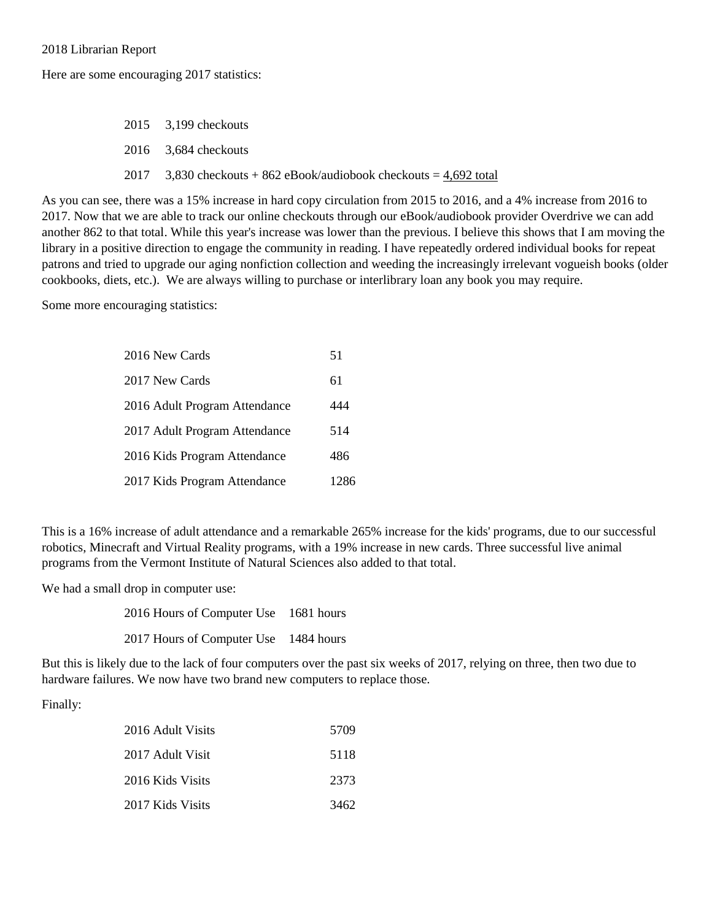2018 Librarian Report

Here are some encouraging 2017 statistics:

| | |
|---|---|
| 2015 | 3,199 checkouts |
| 2016 | 3,684 checkouts |
| 2017 | 3,830 checkouts + 862 eBook/audiobook checkouts = <u>4,692 total</u> |

As you can see, there was a 15% increase in hard copy circulation from 2015 to 2016, and a 4% increase from 2016 to 2017. Now that we are able to track our online checkouts through our eBook/audiobook provider Overdrive we can add another 862 to that total. While this year's increase was lower than the previous. I believe this shows that I am moving the library in a positive direction to engage the community in reading. I have repeatedly ordered individual books for repeat patrons and tried to upgrade our aging nonfiction collection and weeding the increasingly irrelevant vogueish books (older cookbooks, diets, etc.). We are always willing to purchase or interlibrary loan any book you may require.

Some more encouraging statistics:

| | |
|---|---|
| 2016 New Cards | 51 |
| 2017 New Cards | 61 |
| 2016 Adult Program Attendance | 444 |
| 2017 Adult Program Attendance | 514 |
| 2016 Kids Program Attendance | 486 |
| 2017 Kids Program Attendance | 1286 |

This is a 16% increase of adult attendance and a remarkable 265% increase for the kids' programs, due to our successful robotics, Minecraft and Virtual Reality programs, with a 19% increase in new cards. Three successful live animal programs from the Vermont Institute of Natural Sciences also added to that total.

We had a small drop in computer use:

| | |
|---|---|
| 2016 Hours of Computer Use | 1681 hours |
| 2017 Hours of Computer Use | 1484 hours |

But this is likely due to the lack of four computers over the past six weeks of 2017, relying on three, then two due to hardware failures. We now have two brand new computers to replace those.

Finally:

| | |
|---|---|
| 2016 Adult Visits | 5709 |
| 2017 Adult Visit | 5118 |
| 2016 Kids Visits | 2373 |
| 2017 Kids Visits | 3462 |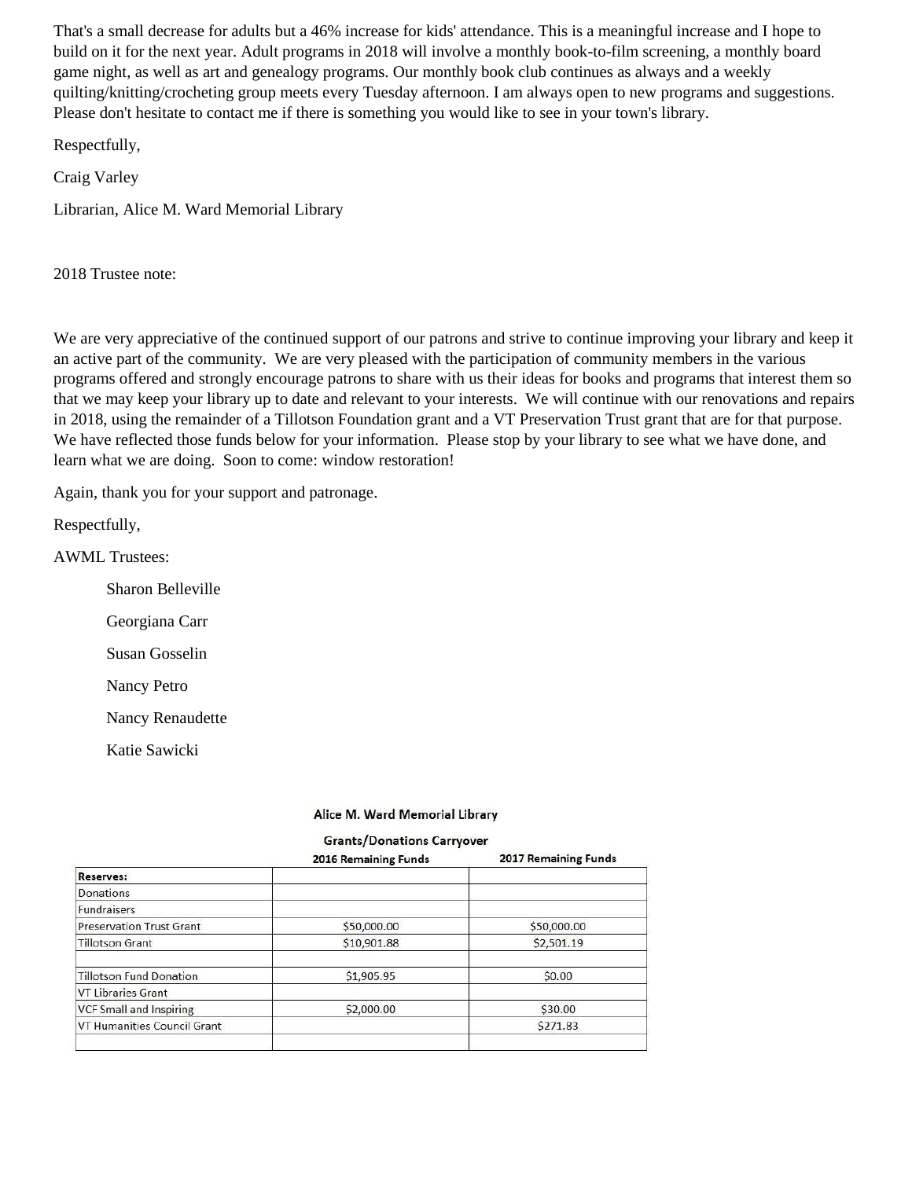That's a small decrease for adults but a 46% increase for kids' attendance. This is a meaningful increase and I hope to build on it for the next year. Adult programs in 2018 will involve a monthly book-to-film screening, a monthly board game night, as well as art and genealogy programs. Our monthly book club continues as always and a weekly quilting/knitting/crocheting group meets every Tuesday afternoon. I am always open to new programs and suggestions. Please don't hesitate to contact me if there is something you would like to see in your town's library.

Respectfully,

Craig Varley

Librarian, Alice M. Ward Memorial Library

2018 Trustee note:

We are very appreciative of the continued support of our patrons and strive to continue improving your library and keep it an active part of the community. We are very pleased with the participation of community members in the various programs offered and strongly encourage patrons to share with us their ideas for books and programs that interest them so that we may keep your library up to date and relevant to your interests. We will continue with our renovations and repairs in 2018, using the remainder of a Tillotson Foundation grant and a VT Preservation Trust grant that are for that purpose. We have reflected those funds below for your information. Please stop by your library to see what we have done, and learn what we are doing. Soon to come: window restoration!

Again, thank you for your support and patronage.

Respectfully,

AWML Trustees:

Sharon Belleville

Georgiana Carr

Susan Gosselin

Nancy Petro

Nancy Renaudette

Katie Sawicki

**Alice M. Ward Memorial Library**

**Grants/Donations Carryover**

| | 2016 Remaining Funds | 2017 Remaining Funds |
|---|---|---|
| **Reserves:** | | |
| Donations | | |
| Fundraisers | | |
| Preservation Trust Grant | $50,000.00 | $50,000.00 |
| Tillotson Grant | $10,901.88 | $2,501.19 |
| | | |
| Tillotson Fund Donation | $1,905.95 | $0.00 |
| VT Libraries Grant | | |
| VCF Small and Inspiring | $2,000.00 | $30.00 |
| VT Humanities Council Grant | | $271.83 |
| | | |